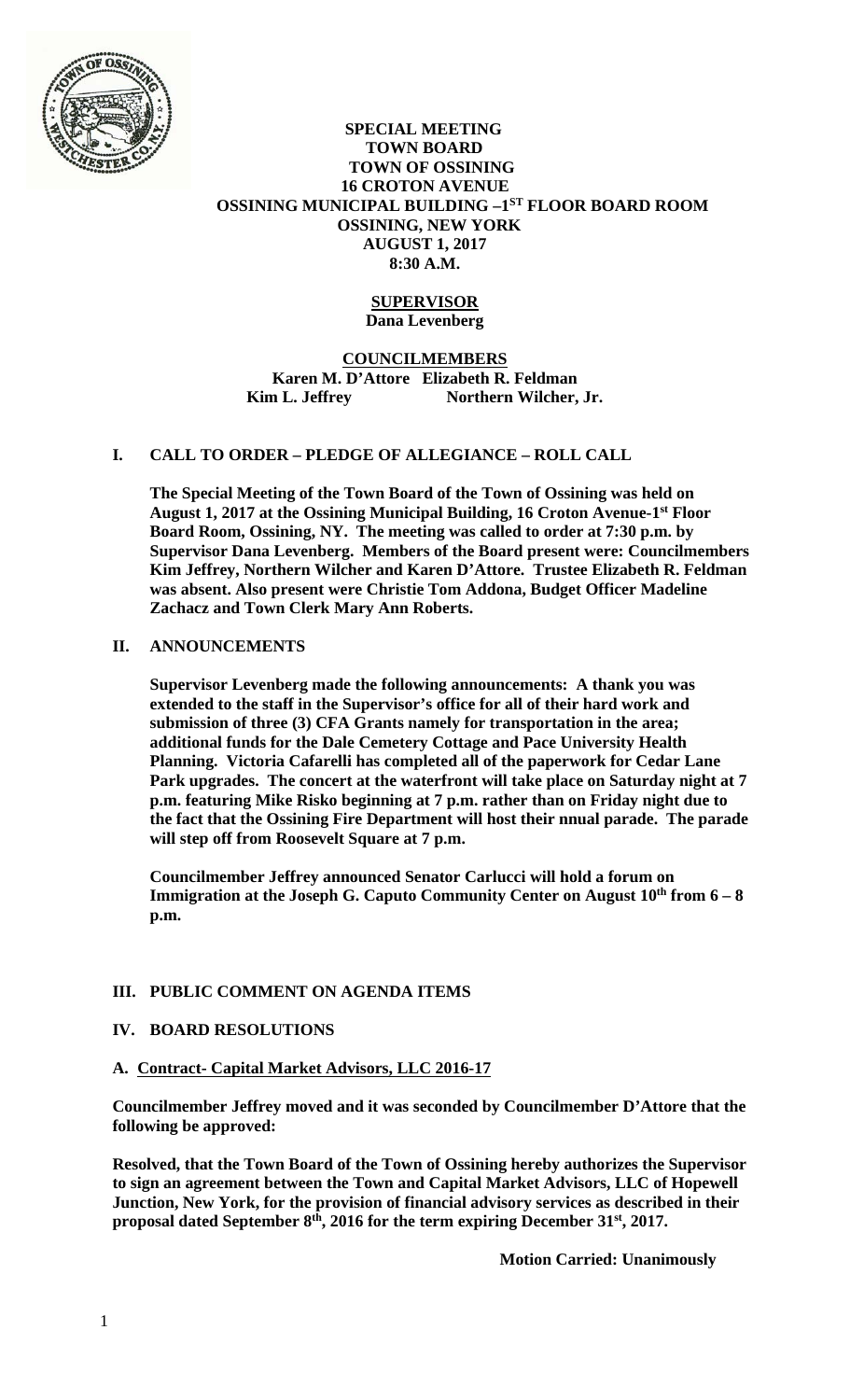**SPECIAL MEETING**
**TOWN BOARD**
**TOWN OF OSSINING**
**16 CROTON AVENUE**
**OSSINING MUNICIPAL BUILDING –1ST FLOOR BOARD ROOM**
**OSSINING, NEW YORK**
**AUGUST 1, 2017**
**8:30 A.M.**

**SUPERVISOR**
**Dana Levenberg**

**COUNCILMEMBERS**
**Karen M. D'Attore Elizabeth R. Feldman**
**Kim L. Jeffrey Northern Wilcher, Jr.**

## I. CALL TO ORDER – PLEDGE OF ALLEGIANCE – ROLL CALL

**The Special Meeting of the Town Board of the Town of Ossining was held on August 1, 2017 at the Ossining Municipal Building, 16 Croton Avenue-1st Floor Board Room, Ossining, NY. The meeting was called to order at 7:30 p.m. by Supervisor Dana Levenberg. Members of the Board present were: Councilmembers Kim Jeffrey, Northern Wilcher and Karen D'Attore. Trustee Elizabeth R. Feldman was absent. Also present were Christie Tom Addona, Budget Officer Madeline Zachacz and Town Clerk Mary Ann Roberts.**

## II. ANNOUNCEMENTS

**Supervisor Levenberg made the following announcements: A thank you was extended to the staff in the Supervisor's office for all of their hard work and submission of three (3) CFA Grants namely for transportation in the area; additional funds for the Dale Cemetery Cottage and Pace University Health Planning. Victoria Cafarelli has completed all of the paperwork for Cedar Lane Park upgrades. The concert at the waterfront will take place on Saturday night at 7 p.m. featuring Mike Risko beginning at 7 p.m. rather than on Friday night due to the fact that the Ossining Fire Department will host their nnual parade. The parade will step off from Roosevelt Square at 7 p.m.**

**Councilmember Jeffrey announced Senator Carlucci will hold a forum on Immigration at the Joseph G. Caputo Community Center on August 10th from 6 – 8 p.m.**

## III. PUBLIC COMMENT ON AGENDA ITEMS

## IV. BOARD RESOLUTIONS

### A. Contract- Capital Market Advisors, LLC 2016-17

**Councilmember Jeffrey moved and it was seconded by Councilmember D'Attore that the following be approved:**

**Resolved, that the Town Board of the Town of Ossining hereby authorizes the Supervisor to sign an agreement between the Town and Capital Market Advisors, LLC of Hopewell Junction, New York, for the provision of financial advisory services as described in their proposal dated September 8th, 2016 for the term expiring December 31st, 2017.**

**Motion Carried: Unanimously**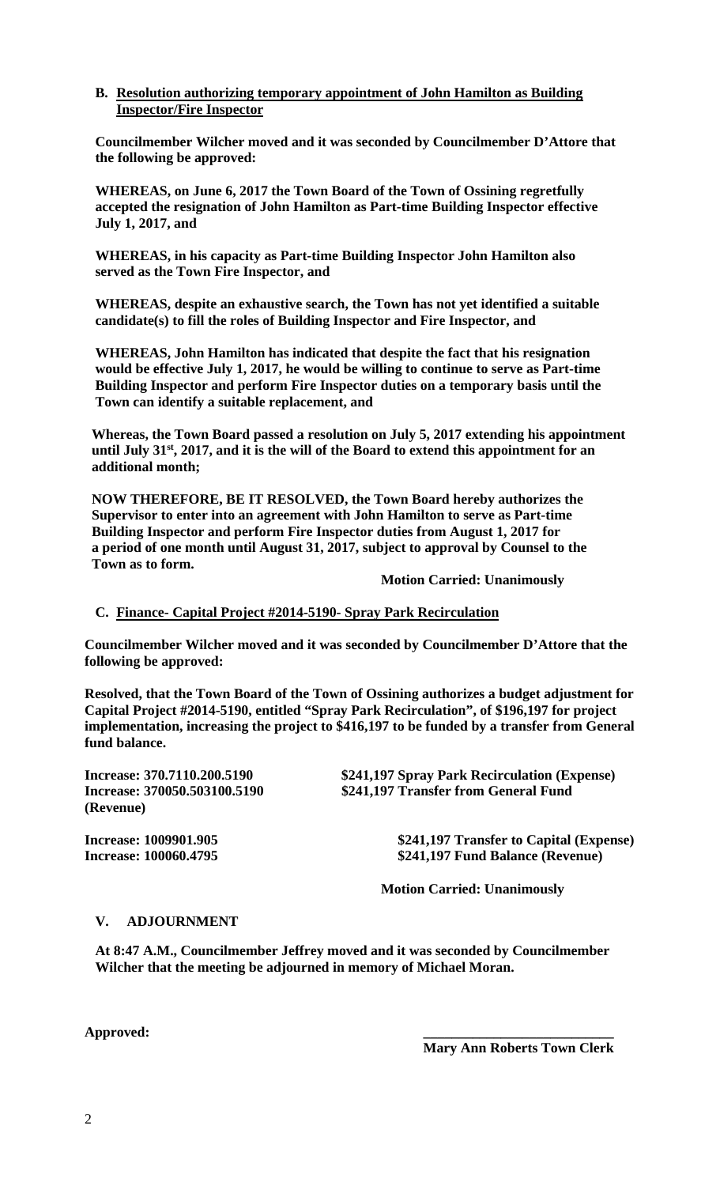**B. Resolution authorizing temporary appointment of John Hamilton as Building Inspector/Fire Inspector**

**Councilmember Wilcher moved and it was seconded by Councilmember D'Attore that the following be approved:**

**WHEREAS, on June 6, 2017 the Town Board of the Town of Ossining regretfully accepted the resignation of John Hamilton as Part-time Building Inspector effective July 1, 2017, and**

**WHEREAS, in his capacity as Part-time Building Inspector John Hamilton also served as the Town Fire Inspector, and**

**WHEREAS, despite an exhaustive search, the Town has not yet identified a suitable candidate(s) to fill the roles of Building Inspector and Fire Inspector, and**

**WHEREAS, John Hamilton has indicated that despite the fact that his resignation would be effective July 1, 2017, he would be willing to continue to serve as Part-time Building Inspector and perform Fire Inspector duties on a temporary basis until the Town can identify a suitable replacement, and**

**Whereas, the Town Board passed a resolution on July 5, 2017 extending his appointment until July 31st, 2017, and it is the will of the Board to extend this appointment for an additional month;**

**NOW THEREFORE, BE IT RESOLVED, the Town Board hereby authorizes the Supervisor to enter into an agreement with John Hamilton to serve as Part-time Building Inspector and perform Fire Inspector duties from August 1, 2017 for a period of one month until August 31, 2017, subject to approval by Counsel to the Town as to form.**

**Motion Carried: Unanimously**

**C. Finance- Capital Project #2014-5190- Spray Park Recirculation**

**Councilmember Wilcher moved and it was seconded by Councilmember D'Attore that the following be approved:**

**Resolved, that the Town Board of the Town of Ossining authorizes a budget adjustment for Capital Project #2014-5190, entitled "Spray Park Recirculation", of $196,197 for project implementation, increasing the project to $416,197 to be funded by a transfer from General fund balance.**

| | |
|---|---|
| **Increase: 370.7110.200.5190** | **$241,197 Spray Park Recirculation (Expense)** |
| **Increase: 370050.503100.5190 (Revenue)** | **$241,197 Transfer from General Fund** |
| **Increase: 1009901.905** | **$241,197 Transfer to Capital (Expense)** |
| **Increase: 100060.4795** | **$241,197 Fund Balance (Revenue)** |

**Motion Carried: Unanimously**

**V. ADJOURNMENT**

**At 8:47 A.M., Councilmember Jeffrey moved and it was seconded by Councilmember Wilcher that the meeting be adjourned in memory of Michael Moran.**

**Approved:**

**\_\_\_\_\_\_\_\_\_\_\_\_\_\_\_\_\_\_\_\_\_\_\_\_\_\_\_**
**Mary Ann Roberts Town Clerk**